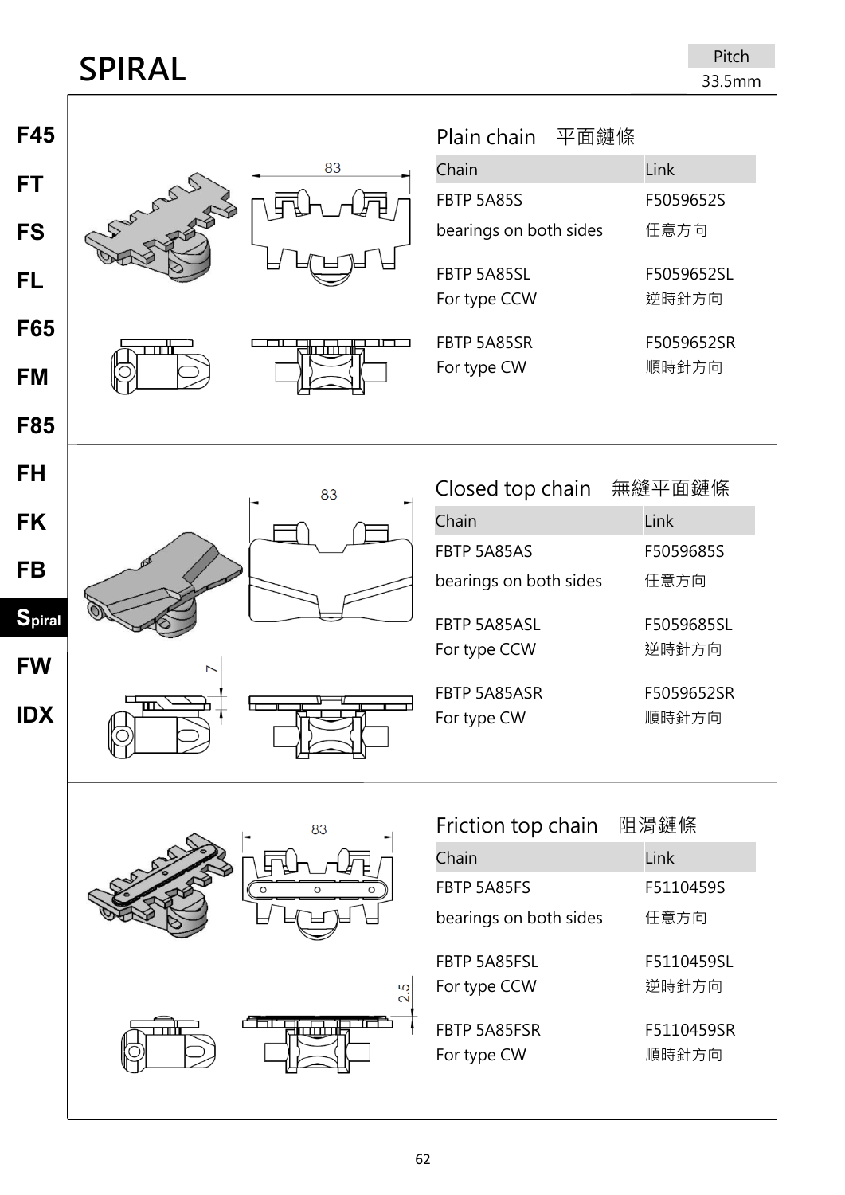# SPIRAL

Pitch
33.5mm

F45
FT
FS
FL
F65
FM
F85
FH
FK
FB
Spiral
FW
IDX

83

## Plain chain 平面鏈條

| Chain | Link |
|---|---|
| FBTP 5A85S | F5059652S |
| bearings on both sides | 任意方向 |
| FBTP 5A85SL | F5059652SL |
| For type CCW | 逆時針方向 |
| FBTP 5A85SR | F5059652SR |
| For type CW | 順時針方向 |

83

7

## Closed top chain 無縫平面鏈條

| Chain | Link |
|---|---|
| FBTP 5A85AS | F5059685S |
| bearings on both sides | 任意方向 |
| FBTP 5A85ASL | F5059685SL |
| For type CCW | 逆時針方向 |
| FBTP 5A85ASR | F5059652SR |
| For type CW | 順時針方向 |

83

2.5

## Friction top chain 阻滑鏈條

| Chain | Link |
|---|---|
| FBTP 5A85FS | F5110459S |
| bearings on both sides | 任意方向 |
| FBTP 5A85FSL | F5110459SL |
| For type CCW | 逆時針方向 |
| FBTP 5A85FSR | F5110459SR |
| For type CW | 順時針方向 |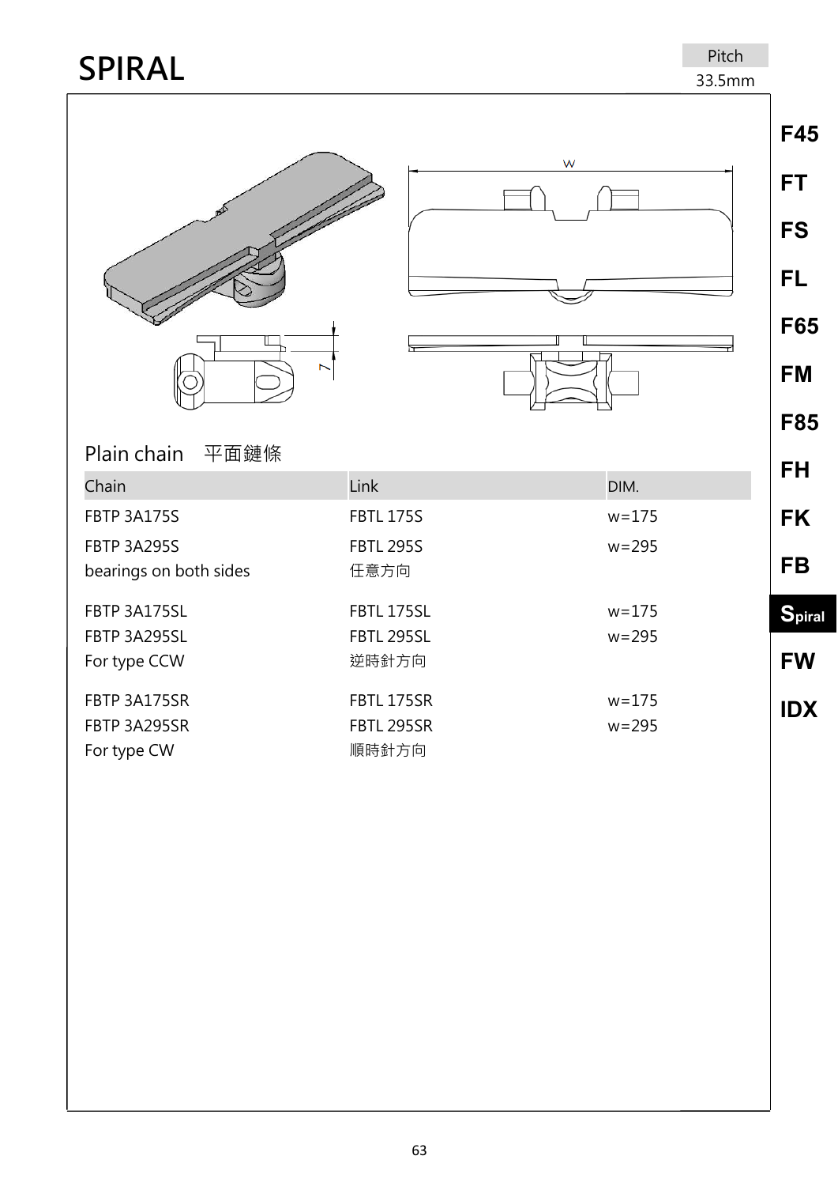# SPIRAL

Pitch
33.5mm

W

7

## Plain chain 平面鏈條

| Chain | Link | DIM. |
|---|---|---|
| FBTP 3A175S | FBTL 175S | w=175 |
| FBTP 3A295S | FBTL 295S | w=295 |
| bearings on both sides | 任意方向 | |
| FBTP 3A175SL | FBTL 175SL | w=175 |
| FBTP 3A295SL | FBTL 295SL | w=295 |
| For type CCW | 逆時針方向 | |
| FBTP 3A175SR | FBTL 175SR | w=175 |
| FBTP 3A295SR | FBTL 295SR | w=295 |
| For type CW | 順時針方向 | |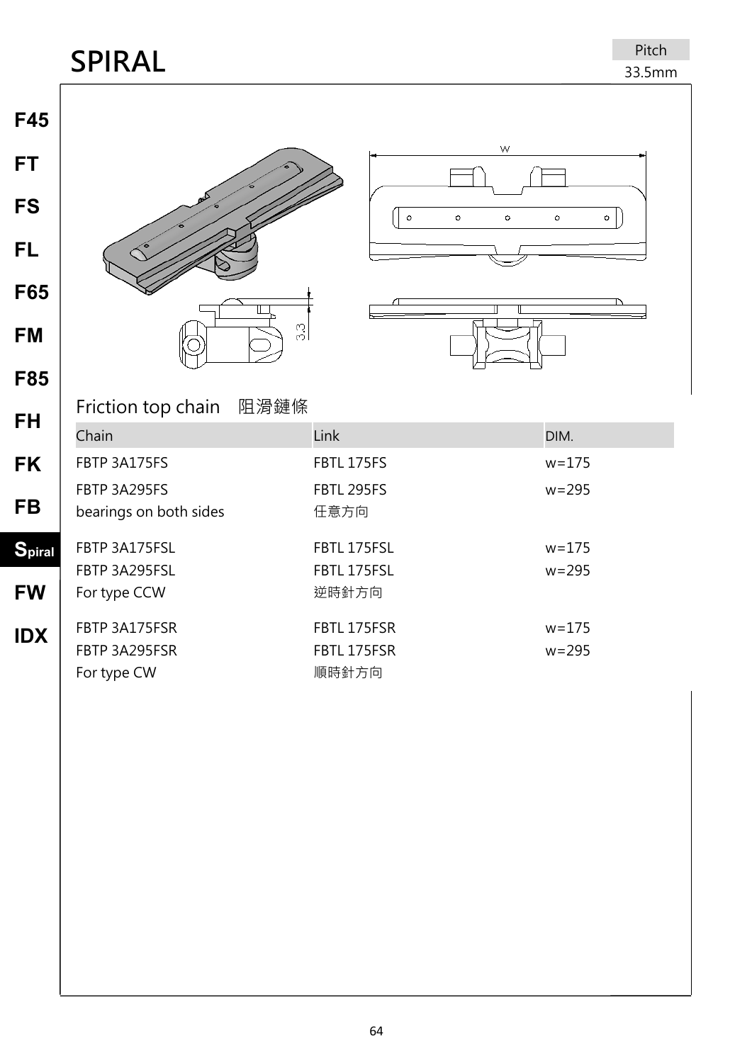# SPIRAL

Pitch
33.5mm

F45
FT
FS
FL
F65
FM
F85
FH
FK
FB
Spiral
FW
IDX

W

33

## Friction top chain　阻滑鏈條

| Chain | Link | DIM. |
|---|---|---|
| FBTP 3A175FS | FBTL 175FS | w=175 |
| FBTP 3A295FS | FBTL 295FS | w=295 |
| bearings on both sides | 任意方向 | |
| FBTP 3A175FSL | FBTL 175FSL | w=175 |
| FBTP 3A295FSL | FBTL 175FSL | w=295 |
| For type CCW | 逆時針方向 | |
| FBTP 3A175FSR | FBTL 175FSR | w=175 |
| FBTP 3A295FSR | FBTL 175FSR | w=295 |
| For type CW | 順時針方向 | |